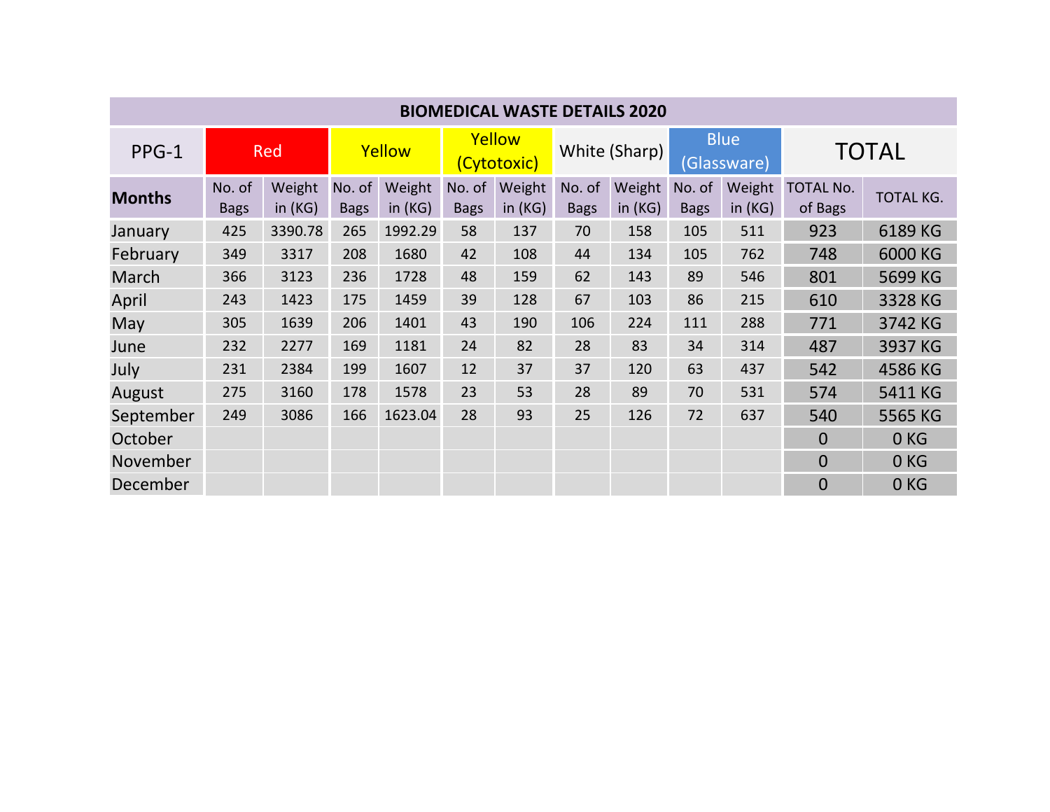| BIOMEDICAL WASTE DETAILS 2020 | | | | | | | | | | | | |
|---|---|---|---|---|---|---|---|---|---|---|---|---|
| PPG-1 | Red | | Yellow | | Yellow (Cytotoxic) | | White (Sharp) | | Blue (Glassware) | | TOTAL | |
| **Months** | No. of Bags | Weight in (KG) | No. of Bags | Weight in (KG) | No. of Bags | Weight in (KG) | No. of Bags | Weight in (KG) | No. of Bags | Weight in (KG) | TOTAL No. of Bags | TOTAL KG. |
| January | 425 | 3390.78 | 265 | 1992.29 | 58 | 137 | 70 | 158 | 105 | 511 | 923 | 6189 KG |
| February | 349 | 3317 | 208 | 1680 | 42 | 108 | 44 | 134 | 105 | 762 | 748 | 6000 KG |
| March | 366 | 3123 | 236 | 1728 | 48 | 159 | 62 | 143 | 89 | 546 | 801 | 5699 KG |
| April | 243 | 1423 | 175 | 1459 | 39 | 128 | 67 | 103 | 86 | 215 | 610 | 3328 KG |
| May | 305 | 1639 | 206 | 1401 | 43 | 190 | 106 | 224 | 111 | 288 | 771 | 3742 KG |
| June | 232 | 2277 | 169 | 1181 | 24 | 82 | 28 | 83 | 34 | 314 | 487 | 3937 KG |
| July | 231 | 2384 | 199 | 1607 | 12 | 37 | 37 | 120 | 63 | 437 | 542 | 4586 KG |
| August | 275 | 3160 | 178 | 1578 | 23 | 53 | 28 | 89 | 70 | 531 | 574 | 5411 KG |
| September | 249 | 3086 | 166 | 1623.04 | 28 | 93 | 25 | 126 | 72 | 637 | 540 | 5565 KG |
| October | | | | | | | | | | | 0 | 0 KG |
| November | | | | | | | | | | | 0 | 0 KG |
| December | | | | | | | | | | | 0 | 0 KG |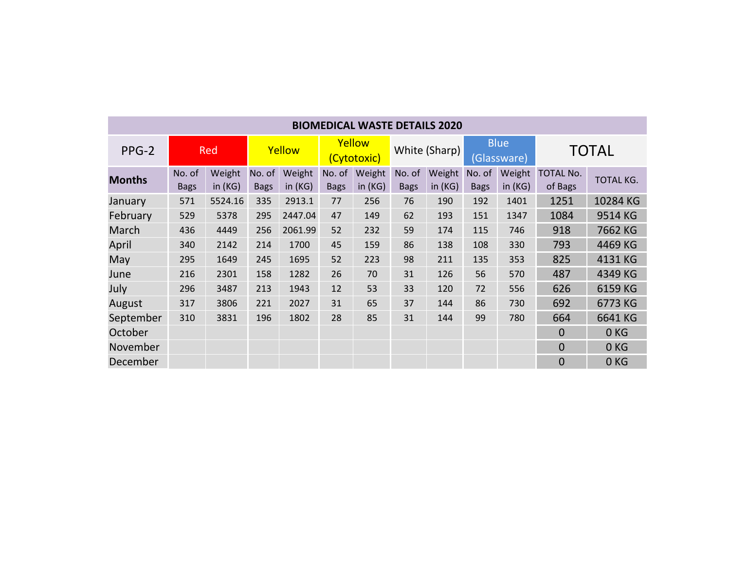| BIOMEDICAL WASTE DETAILS 2020 | | | | | | | | | | | | |
|---|---|---|---|---|---|---|---|---|---|---|---|---|
| PPG-2 | Red | | Yellow | | Yellow (Cytotoxic) | | White (Sharp) | | Blue (Glassware) | | TOTAL | |
| **Months** | No. of Bags | Weight in (KG) | No. of Bags | Weight in (KG) | No. of Bags | Weight in (KG) | No. of Bags | Weight in (KG) | No. of Bags | Weight in (KG) | TOTAL No. of Bags | TOTAL KG. |
| January | 571 | 5524.16 | 335 | 2913.1 | 77 | 256 | 76 | 190 | 192 | 1401 | 1251 | 10284 KG |
| February | 529 | 5378 | 295 | 2447.04 | 47 | 149 | 62 | 193 | 151 | 1347 | 1084 | 9514 KG |
| March | 436 | 4449 | 256 | 2061.99 | 52 | 232 | 59 | 174 | 115 | 746 | 918 | 7662 KG |
| April | 340 | 2142 | 214 | 1700 | 45 | 159 | 86 | 138 | 108 | 330 | 793 | 4469 KG |
| May | 295 | 1649 | 245 | 1695 | 52 | 223 | 98 | 211 | 135 | 353 | 825 | 4131 KG |
| June | 216 | 2301 | 158 | 1282 | 26 | 70 | 31 | 126 | 56 | 570 | 487 | 4349 KG |
| July | 296 | 3487 | 213 | 1943 | 12 | 53 | 33 | 120 | 72 | 556 | 626 | 6159 KG |
| August | 317 | 3806 | 221 | 2027 | 31 | 65 | 37 | 144 | 86 | 730 | 692 | 6773 KG |
| September | 310 | 3831 | 196 | 1802 | 28 | 85 | 31 | 144 | 99 | 780 | 664 | 6641 KG |
| October | | | | | | | | | | | 0 | 0 KG |
| November | | | | | | | | | | | 0 | 0 KG |
| December | | | | | | | | | | | 0 | 0 KG |